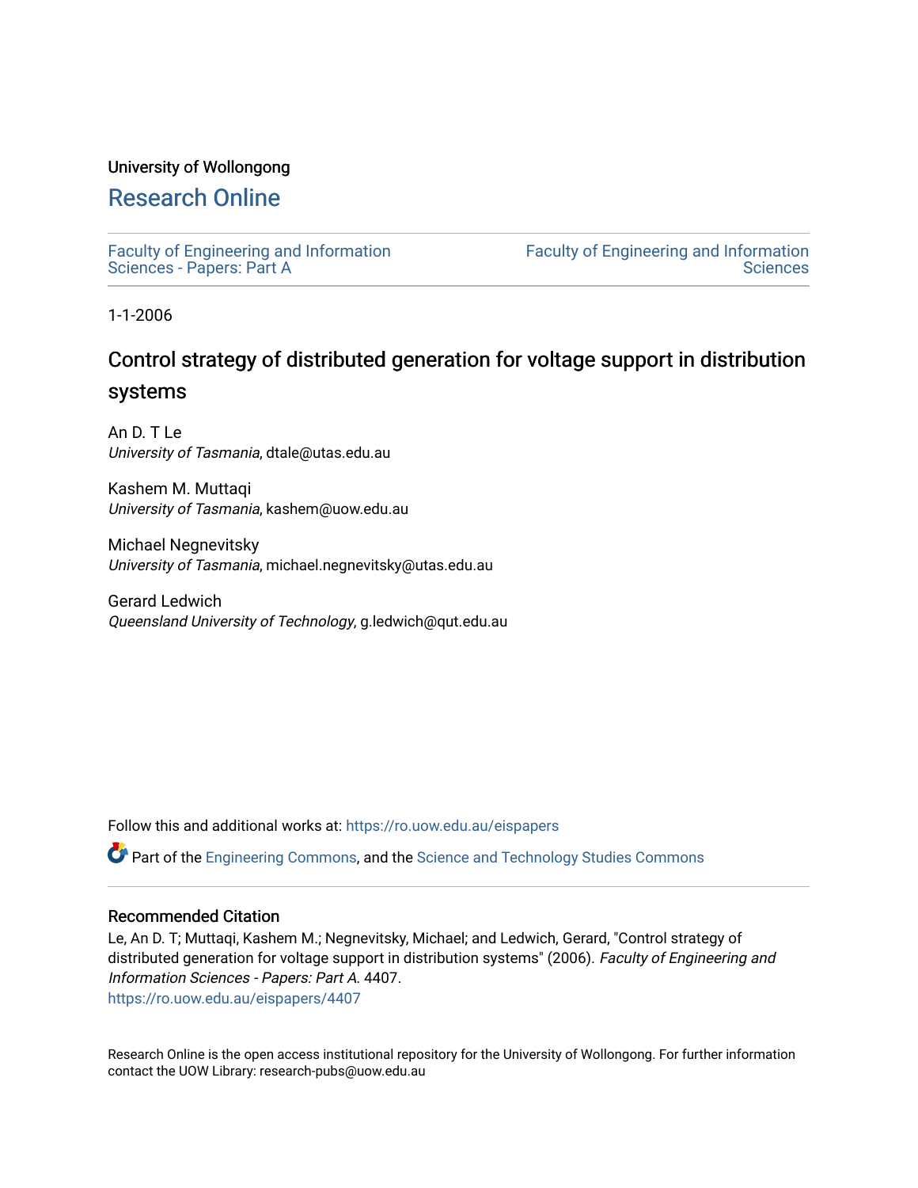University of Wollongong

# Research Online

Faculty of Engineering and Information Sciences - Papers: Part A

Faculty of Engineering and Information Sciences

1-1-2006

## Control strategy of distributed generation for voltage support in distribution systems

An D. T Le
*University of Tasmania*, dtale@utas.edu.au

Kashem M. Muttaqi
*University of Tasmania*, kashem@uow.edu.au

Michael Negnevitsky
*University of Tasmania*, michael.negnevitsky@utas.edu.au

Gerard Ledwich
*Queensland University of Technology*, g.ledwich@qut.edu.au

Follow this and additional works at: https://ro.uow.edu.au/eispapers

Part of the Engineering Commons, and the Science and Technology Studies Commons

### Recommended Citation

Le, An D. T; Muttaqi, Kashem M.; Negnevitsky, Michael; and Ledwich, Gerard, "Control strategy of distributed generation for voltage support in distribution systems" (2006). *Faculty of Engineering and Information Sciences - Papers: Part A*. 4407.
https://ro.uow.edu.au/eispapers/4407

Research Online is the open access institutional repository for the University of Wollongong. For further information contact the UOW Library: research-pubs@uow.edu.au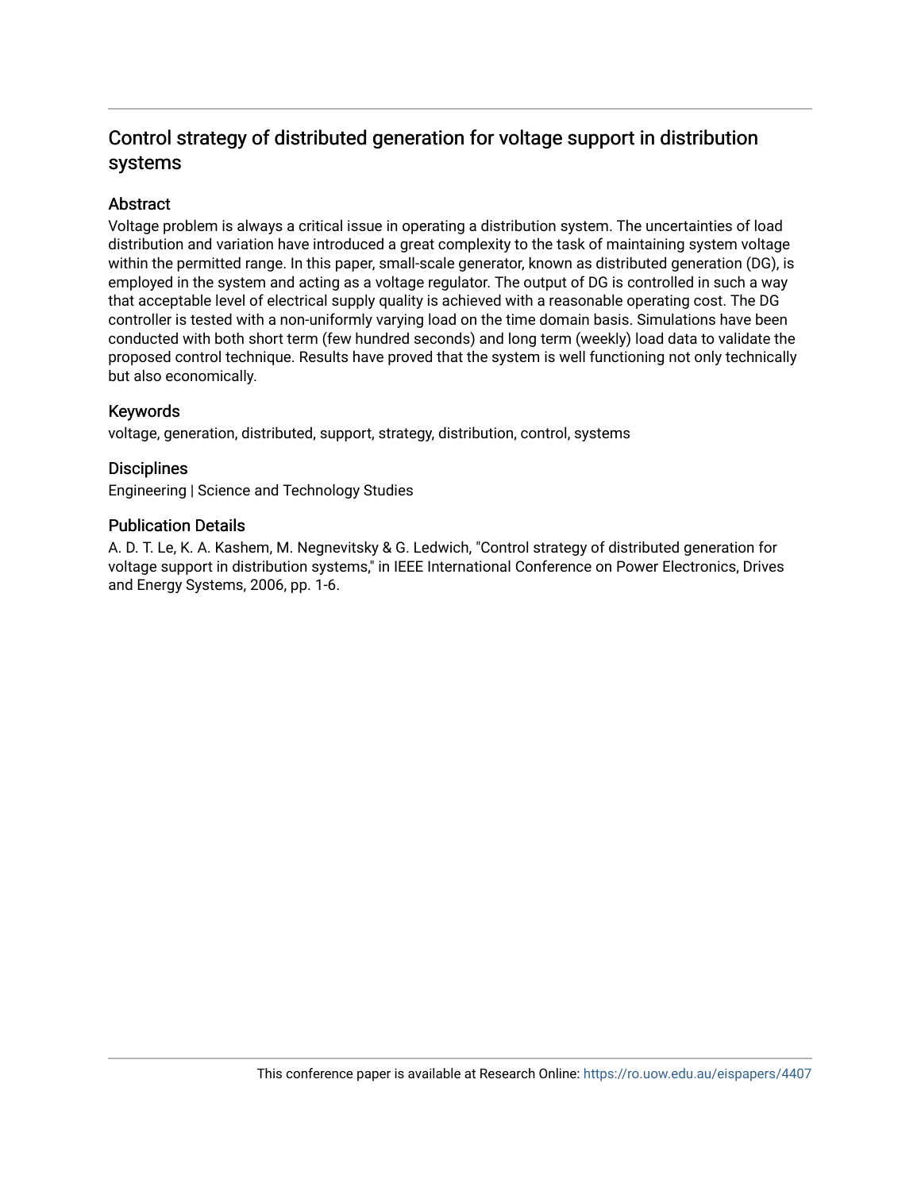# Control strategy of distributed generation for voltage support in distribution systems

## Abstract

Voltage problem is always a critical issue in operating a distribution system. The uncertainties of load distribution and variation have introduced a great complexity to the task of maintaining system voltage within the permitted range. In this paper, small-scale generator, known as distributed generation (DG), is employed in the system and acting as a voltage regulator. The output of DG is controlled in such a way that acceptable level of electrical supply quality is achieved with a reasonable operating cost. The DG controller is tested with a non-uniformly varying load on the time domain basis. Simulations have been conducted with both short term (few hundred seconds) and long term (weekly) load data to validate the proposed control technique. Results have proved that the system is well functioning not only technically but also economically.

## Keywords

voltage, generation, distributed, support, strategy, distribution, control, systems

## Disciplines

Engineering | Science and Technology Studies

## Publication Details

A. D. T. Le, K. A. Kashem, M. Negnevitsky & G. Ledwich, "Control strategy of distributed generation for voltage support in distribution systems," in IEEE International Conference on Power Electronics, Drives and Energy Systems, 2006, pp. 1-6.

This conference paper is available at Research Online: https://ro.uow.edu.au/eispapers/4407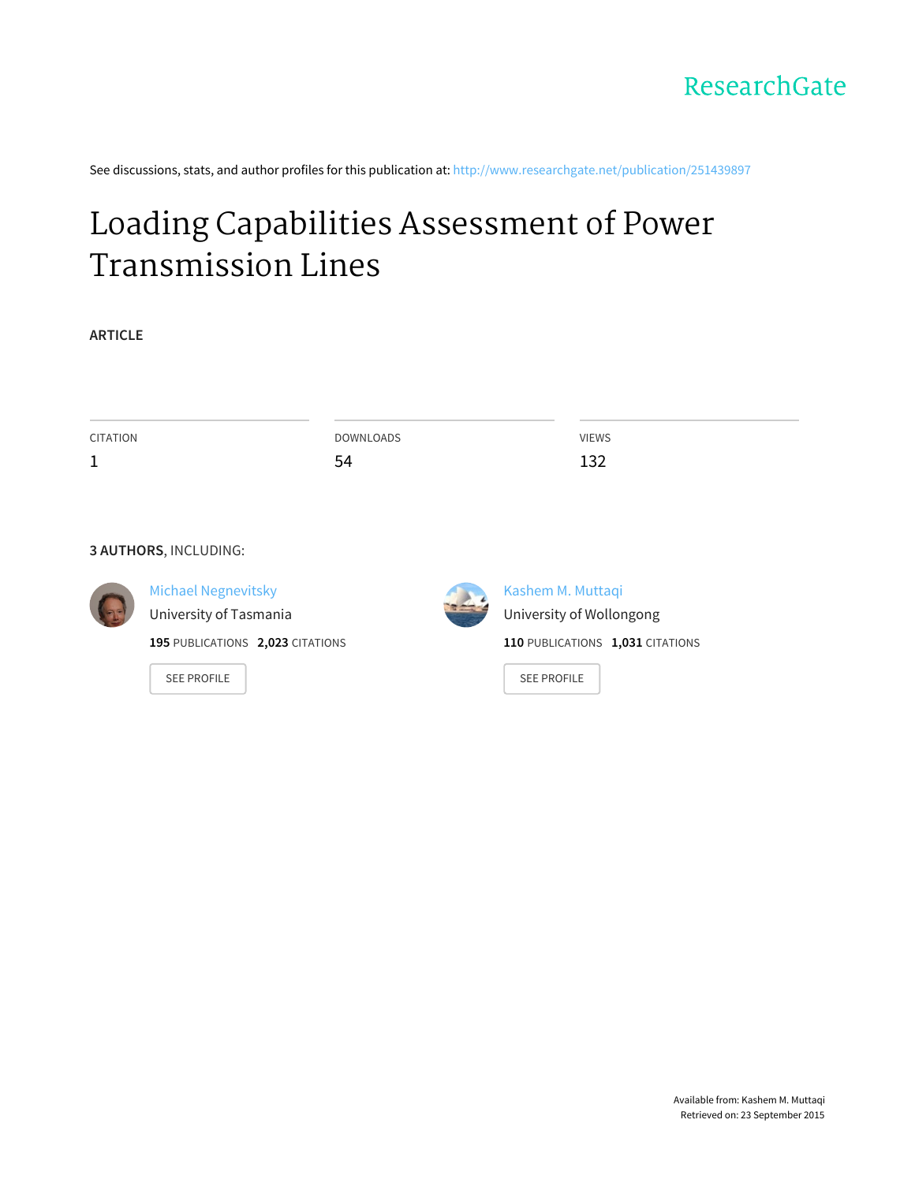ResearchGate

See discussions, stats, and author profiles for this publication at: http://www.researchgate.net/publication/251439897

# Loading Capabilities Assessment of Power Transmission Lines

**ARTICLE**

| CITATION | DOWNLOADS | VIEWS |
|---|---|---|
| 1 | 54 | 132 |

**3 AUTHORS**, INCLUDING:

Michael Negnevitsky
University of Tasmania
**195** PUBLICATIONS **2,023** CITATIONS

SEE PROFILE

Kashem M. Muttaqi
University of Wollongong
**110** PUBLICATIONS **1,031** CITATIONS

SEE PROFILE

Available from: Kashem M. Muttaqi
Retrieved on: 23 September 2015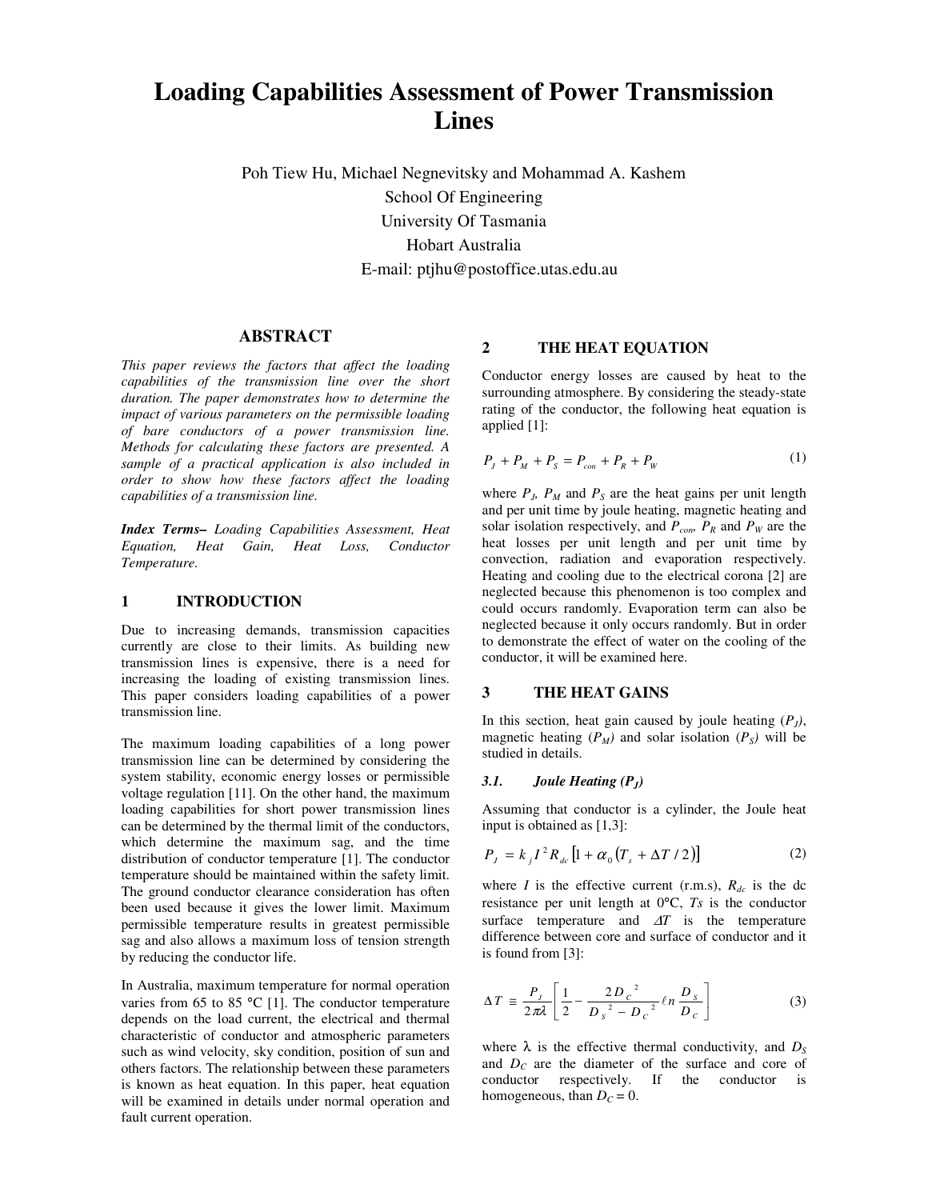# Loading Capabilities Assessment of Power Transmission Lines

Poh Tiew Hu, Michael Negnevitsky and Mohammad A. Kashem
School Of Engineering
University Of Tasmania
Hobart Australia
E-mail: ptjhu@postoffice.utas.edu.au

## ABSTRACT

*This paper reviews the factors that affect the loading capabilities of the transmission line over the short duration. The paper demonstrates how to determine the impact of various parameters on the permissible loading of bare conductors of a power transmission line. Methods for calculating these factors are presented. A sample of a practical application is also included in order to show how these factors affect the loading capabilities of a transmission line.*

***Index Terms–*** *Loading Capabilities Assessment, Heat Equation, Heat Gain, Heat Loss, Conductor Temperature.*

## 1 INTRODUCTION

Due to increasing demands, transmission capacities currently are close to their limits. As building new transmission lines is expensive, there is a need for increasing the loading of existing transmission lines. This paper considers loading capabilities of a power transmission line.

The maximum loading capabilities of a long power transmission line can be determined by considering the system stability, economic energy losses or permissible voltage regulation [11]. On the other hand, the maximum loading capabilities for short power transmission lines can be determined by the thermal limit of the conductors, which determine the maximum sag, and the time distribution of conductor temperature [1]. The conductor temperature should be maintained within the safety limit. The ground conductor clearance consideration has often been used because it gives the lower limit. Maximum permissible temperature results in greatest permissible sag and also allows a maximum loss of tension strength by reducing the conductor life.

In Australia, maximum temperature for normal operation varies from 65 to 85 °C [1]. The conductor temperature depends on the load current, the electrical and thermal characteristic of conductor and atmospheric parameters such as wind velocity, sky condition, position of sun and others factors. The relationship between these parameters is known as heat equation. In this paper, heat equation will be examined in details under normal operation and fault current operation.

## 2 THE HEAT EQUATION

Conductor energy losses are caused by heat to the surrounding atmosphere. By considering the steady-state rating of the conductor, the following heat equation is applied [1]:

$$P_J + P_M + P_S = P_{con} + P_R + P_W \tag{1}$$

where $P_J$, $P_M$ and $P_S$ are the heat gains per unit length and per unit time by joule heating, magnetic heating and solar isolation respectively, and $P_{con}$, $P_R$ and $P_W$ are the heat losses per unit length and per unit time by convection, radiation and evaporation respectively. Heating and cooling due to the electrical corona [2] are neglected because this phenomenon is too complex and could occurs randomly. Evaporation term can also be neglected because it only occurs randomly. But in order to demonstrate the effect of water on the cooling of the conductor, it will be examined here.

## 3 THE HEAT GAINS

In this section, heat gain caused by joule heating ($P_J$), magnetic heating ($P_M$) and solar isolation ($P_S$) will be studied in details.

### 3.1. *Joule Heating ($P_J$)*

Assuming that conductor is a cylinder, the Joule heat input is obtained as [1,3]:

$$P_J = k_j I^2 R_{dc} \left[1 + \alpha_0 \left(T_s + \Delta T / 2\right)\right] \tag{2}$$

where $I$ is the effective current (r.m.s), $R_{dc}$ is the dc resistance per unit length at 0°C, $Ts$ is the conductor surface temperature and $\Delta T$ is the temperature difference between core and surface of conductor and it is found from [3]:

$$\Delta T \cong \frac{P_J}{2\pi\lambda} \left[ \frac{1}{2} - \frac{2 D_C^{\,2}}{D_S^{\,2} - D_C^{\,2}} \ln \frac{D_S}{D_C} \right] \tag{3}$$

where $\lambda$ is the effective thermal conductivity, and $D_S$ and $D_C$ are the diameter of the surface and core of conductor respectively. If the conductor is homogeneous, than $D_C = 0$.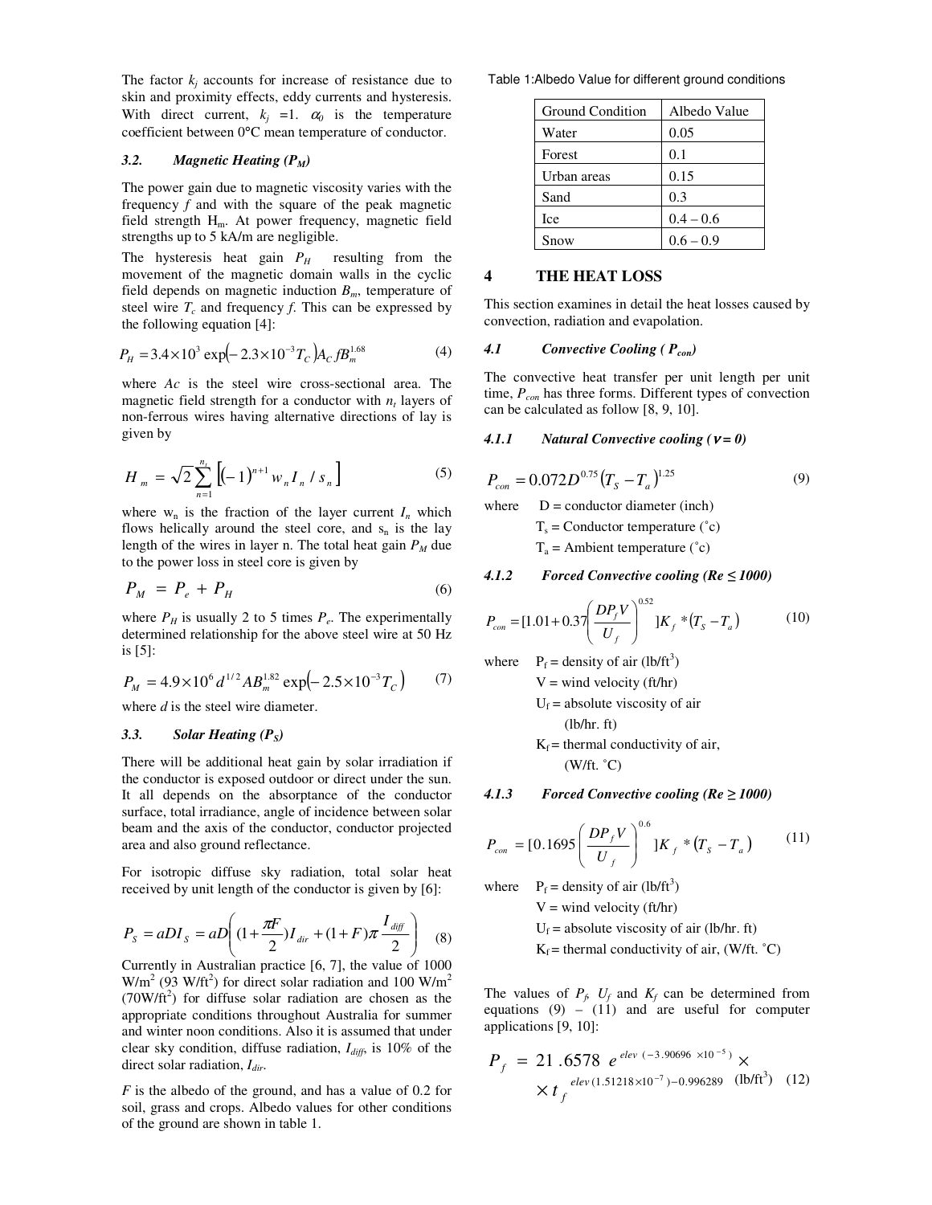The factor $k_j$ accounts for increase of resistance due to skin and proximity effects, eddy currents and hysteresis. With direct current, $k_j$ =1. $\alpha_0$ is the temperature coefficient between 0°C mean temperature of conductor.

### 3.2. Magnetic Heating ($P_M$)

The power gain due to magnetic viscosity varies with the frequency $f$ and with the square of the peak magnetic field strength $H_m$. At power frequency, magnetic field strengths up to 5 kA/m are negligible.

The hysteresis heat gain $P_H$ resulting from the movement of the magnetic domain walls in the cyclic field depends on magnetic induction $B_m$, temperature of steel wire $T_c$ and frequency $f$. This can be expressed by the following equation [4]:

$$P_H = 3.4\times10^3 \exp\left(-2.3\times10^{-3}T_C\right)A_C f B_m^{1.68} \tag{4}$$

where $Ac$ is the steel wire cross-sectional area. The magnetic field strength for a conductor with $n_t$ layers of non-ferrous wires having alternative directions of lay is given by

$$H_m = \sqrt{2}\sum_{n=1}^{n_t}\left[(-1)^{n+1} w_n I_n / s_n\right] \tag{5}$$

where $w_n$ is the fraction of the layer current $I_n$ which flows helically around the steel core, and $s_n$ is the lay length of the wires in layer n. The total heat gain $P_M$ due to the power loss in steel core is given by

$$P_M = P_e + P_H \tag{6}$$

where $P_H$ is usually 2 to 5 times $P_e$. The experimentally determined relationship for the above steel wire at 50 Hz is [5]:

$$P_M = 4.9\times10^6 d^{1/2} A B_m^{1.82}\exp\left(-2.5\times10^{-3}T_C\right) \tag{7}$$

where $d$ is the steel wire diameter.

### 3.3. Solar Heating ($P_S$)

There will be additional heat gain by solar irradiation if the conductor is exposed outdoor or direct under the sun. It all depends on the absorptance of the conductor surface, total irradiance, angle of incidence between solar beam and the axis of the conductor, conductor projected area and also ground reflectance.

For isotropic diffuse sky radiation, total solar heat received by unit length of the conductor is given by [6]:

$$P_S = aDI_S = aD\left((1+\frac{\pi F}{2})I_{dir} + (1+F)\pi\frac{I_{diff}}{2}\right) \tag{8}$$

Currently in Australian practice [6, 7], the value of 1000 W/m$^2$ (93 W/ft$^2$) for direct solar radiation and 100 W/m$^2$ (70W/ft$^2$) for diffuse solar radiation are chosen as the appropriate conditions throughout Australia for summer and winter noon conditions. Also it is assumed that under clear sky condition, diffuse radiation, $I_{diff}$, is 10% of the direct solar radiation, $I_{dir}$.

$F$ is the albedo of the ground, and has a value of 0.2 for soil, grass and crops. Albedo values for other conditions of the ground are shown in table 1.

Table 1:Albedo Value for different ground conditions

| Ground Condition | Albedo Value |
|---|---|
| Water | 0.05 |
| Forest | 0.1 |
| Urban areas | 0.15 |
| Sand | 0.3 |
| Ice | 0.4 – 0.6 |
| Snow | 0.6 – 0.9 |

## 4 THE HEAT LOSS

This section examines in detail the heat losses caused by convection, radiation and evapolation.

### 4.1 Convective Cooling ( $P_{con}$)

The convective heat transfer per unit length per unit time, $P_{con}$ has three forms. Different types of convection can be calculated as follow [8, 9, 10].

#### 4.1.1 Natural Convective cooling ($v = 0$)

$$P_{con} = 0.072D^{0.75}\left(T_S - T_a\right)^{1.25} \tag{9}$$

where D = conductor diameter (inch)
$T_s$ = Conductor temperature (˚c)
$T_a$ = Ambient temperature (˚c)

#### 4.1.2 Forced Convective cooling (Re ≤ 1000)

$$P_{con} = [1.01 + 0.37\left(\frac{DP_f V}{U_f}\right)^{0.52}]K_f * \left(T_S - T_a\right) \tag{10}$$

where $P_f$ = density of air (lb/ft$^3$)
V = wind velocity (ft/hr)
$U_f$ = absolute viscosity of air (lb/hr. ft)
$K_f$ = thermal conductivity of air, (W/ft. ˚C)

#### 4.1.3 Forced Convective cooling (Re ≥ 1000)

$$P_{con} = [0.1695\left(\frac{DP_f V}{U_f}\right)^{0.6}]K_f * \left(T_S - T_a\right) \tag{11}$$

where $P_f$ = density of air (lb/ft$^3$)
V = wind velocity (ft/hr)
$U_f$ = absolute viscosity of air (lb/hr. ft)
$K_f$ = thermal conductivity of air, (W/ft. ˚C)

The values of $P_f$, $U_f$ and $K_f$ can be determined from equations (9) – (11) and are useful for computer applications [9, 10]:

$$P_f = 21.6578\ e^{elev\ (-3.90696\ \times10^{-5})} \times t_f^{\ elev(1.51218\times10^{-7})-0.996289}\ \text{(lb/ft}^3\text{)} \tag{12}$$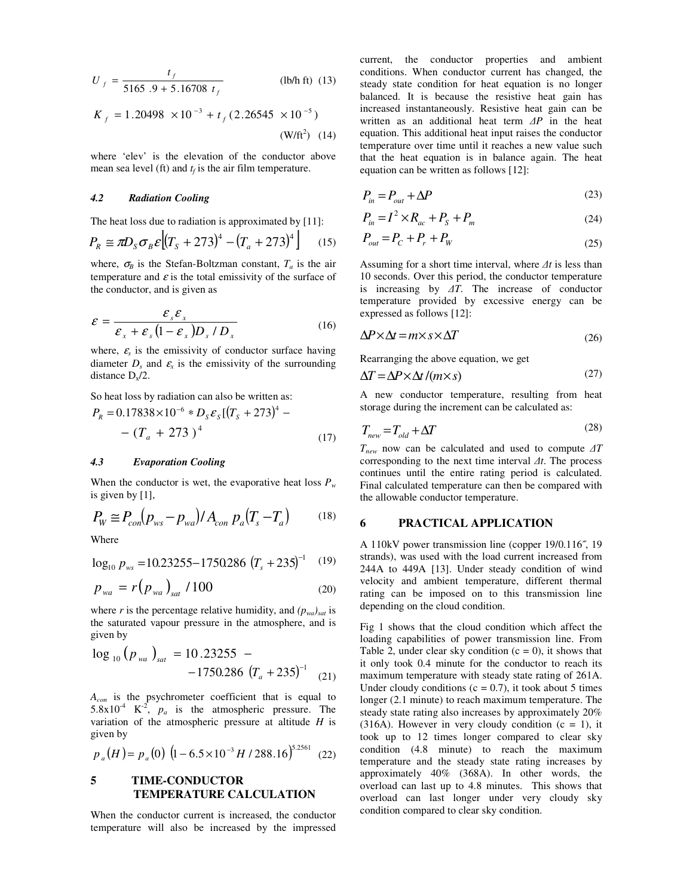$$U_f = \frac{t_f}{5165.9 + 5.16708\ t_f} \quad \text{(lb/h ft)} \quad (13)$$

$$K_f = 1.20498 \times 10^{-3} + t_f (2.26545 \times 10^{-5}) \quad \text{(W/ft}^2\text{)} \quad (14)$$

where 'elev' is the elevation of the conductor above mean sea level (ft) and $t_f$ is the air film temperature.

### 4.2 Radiation Cooling

The heat loss due to radiation is approximated by [11]:

$$P_R \cong \pi D_S \sigma_B \varepsilon \left[ (T_S + 273)^4 - (T_a + 273)^4 \right] \quad (15)$$

where, $\sigma_B$ is the Stefan-Boltzman constant, $T_a$ is the air temperature and $\varepsilon$ is the total emissivity of the surface of the conductor, and is given as

$$\varepsilon = \frac{\varepsilon_s \varepsilon_x}{\varepsilon_x + \varepsilon_s (1 - \varepsilon_x) D_s / D_x} \quad (16)$$

where, $\varepsilon_s$ is the emissivity of conductor surface having diameter $D_s$ and $\varepsilon_x$ is the emissivity of the surrounding distance $D_x/2$.

So heat loss by radiation can also be written as:

$$P_R = 0.17838 \times 10^{-6} * D_S \varepsilon_S [(T_S + 273)^4 - (T_a + 273)^4 \quad (17)$$

### 4.3 Evaporation Cooling

When the conductor is wet, the evaporative heat loss $P_w$ is given by [1],

$$P_W \cong P_{con} (p_{ws} - p_{wa}) / A_{con}\ p_a (T_s - T_a) \quad (18)$$

Where

$$\log_{10} p_{ws} = 10.23255 - 1750.286\ (T_s + 235)^{-1} \quad (19)$$

$$p_{wa} = r (p_{wa})_{sat} / 100 \quad (20)$$

where $r$ is the percentage relative humidity, and $(p_{wa})_{sat}$ is the saturated vapour pressure in the atmosphere, and is given by

$$\log_{10} (p_{wa})_{sat} = 10.23255 - 1750.286\ (T_a + 235)^{-1} \quad (21)$$

$A_{con}$ is the psychrometer coefficient that is equal to $5.8 \times 10^{-4}$ $K^{-2}$, $p_a$ is the atmospheric pressure. The variation of the atmospheric pressure at altitude $H$ is given by

$$p_a(H) = p_a(0)\ (1 - 6.5 \times 10^{-3} H / 288.16)^{5.2561} \quad (22)$$

## 5 TIME-CONDUCTOR TEMPERATURE CALCULATION

When the conductor current is increased, the conductor temperature will also be increased by the impressed current, the conductor properties and ambient conditions. When conductor current has changed, the steady state condition for heat equation is no longer balanced. It is because the resistive heat gain has increased instantaneously. Resistive heat gain can be written as an additional heat term $\Delta P$ in the heat equation. This additional heat input raises the conductor temperature over time until it reaches a new value such that the heat equation is in balance again. The heat equation can be written as follows [12]:

$$P_{in} = P_{out} + \Delta P \quad (23)$$

$$P_{in} = I^2 \times R_{ac} + P_S + P_m \quad (24)$$

$$P_{out} = P_C + P_r + P_W \quad (25)$$

Assuming for a short time interval, where $\Delta t$ is less than 10 seconds. Over this period, the conductor temperature is increasing by $\Delta T$. The increase of conductor temperature provided by excessive energy can be expressed as follows [12]:

$$\Delta P \times \Delta t = m \times s \times \Delta T \quad (26)$$

Rearranging the above equation, we get

$$\Delta T = \Delta P \times \Delta t / (m \times s) \quad (27)$$

A new conductor temperature, resulting from heat storage during the increment can be calculated as:

$$T_{new} = T_{old} + \Delta T \quad (28)$$

$T_{new}$ now can be calculated and used to compute $\Delta T$ corresponding to the next time interval $\Delta t$. The process continues until the entire rating period is calculated. Final calculated temperature can then be compared with the allowable conductor temperature.

## 6 PRACTICAL APPLICATION

A 110kV power transmission line (copper 19/0.116″, 19 strands), was used with the load current increased from 244A to 449A [13]. Under steady condition of wind velocity and ambient temperature, different thermal rating can be imposed on to this transmission line depending on the cloud condition.

Fig 1 shows that the cloud condition which affect the loading capabilities of power transmission line. From Table 2, under clear sky condition (c = 0), it shows that it only took 0.4 minute for the conductor to reach its maximum temperature with steady state rating of 261A. Under cloudy conditions (c = 0.7), it took about 5 times longer (2.1 minute) to reach maximum temperature. The steady state rating also increases by approximately 20% (316A). However in very cloudy condition (c = 1), it took up to 12 times longer compared to clear sky condition (4.8 minute) to reach the maximum temperature and the steady state rating increases by approximately 40% (368A). In other words, the overload can last up to 4.8 minutes. This shows that overload can last longer under very cloudy sky condition compared to clear sky condition.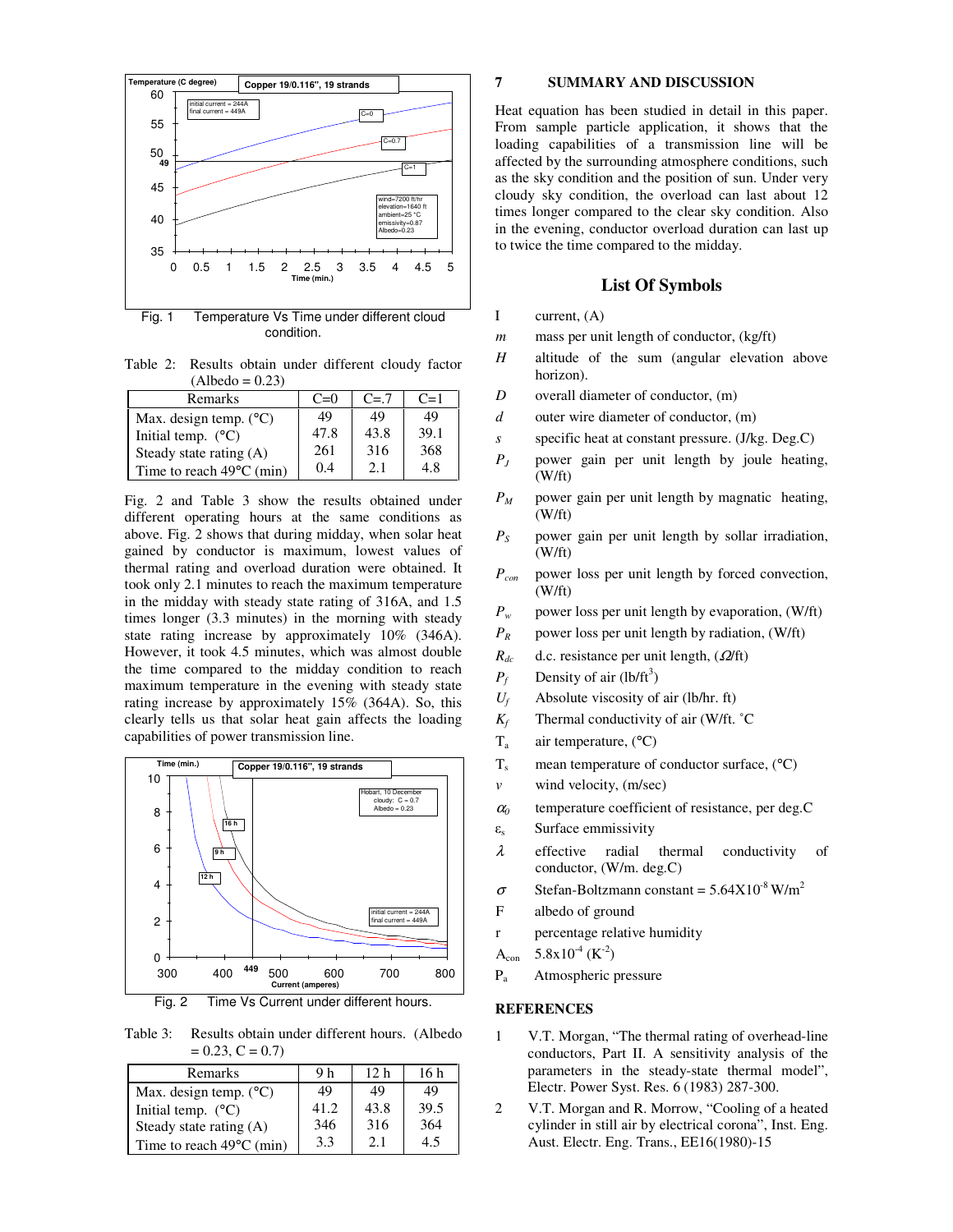Fig. 1 Temperature Vs Time under different cloud condition.

Table 2: Results obtain under different cloudy factor (Albedo = 0.23)

| Remarks | C=0 | C=.7 | C=1 |
|---|---|---|---|
| Max. design temp. (°C) | 49 | 49 | 49 |
| Initial temp. (°C) | 47.8 | 43.8 | 39.1 |
| Steady state rating (A) | 261 | 316 | 368 |
| Time to reach 49°C (min) | 0.4 | 2.1 | 4.8 |

Fig. 2 and Table 3 show the results obtained under different operating hours at the same conditions as above. Fig. 2 shows that during midday, when solar heat gained by conductor is maximum, lowest values of thermal rating and overload duration were obtained. It took only 2.1 minutes to reach the maximum temperature in the midday with steady state rating of 316A, and 1.5 times longer (3.3 minutes) in the morning with steady state rating increase by approximately 10% (346A). However, it took 4.5 minutes, which was almost double the time compared to the midday condition to reach maximum temperature in the evening with steady state rating increase by approximately 15% (364A). So, this clearly tells us that solar heat gain affects the loading capabilities of power transmission line.

Fig. 2 Time Vs Current under different hours.

Table 3: Results obtain under different hours. (Albedo = 0.23, C = 0.7)

| Remarks | 9 h | 12 h | 16 h |
|---|---|---|---|
| Max. design temp. (°C) | 49 | 49 | 49 |
| Initial temp. (°C) | 41.2 | 43.8 | 39.5 |
| Steady state rating (A) | 346 | 316 | 364 |
| Time to reach 49°C (min) | 3.3 | 2.1 | 4.5 |

## 7 SUMMARY AND DISCUSSION

Heat equation has been studied in detail in this paper. From sample particle application, it shows that the loading capabilities of a transmission line will be affected by the surrounding atmosphere conditions, such as the sky condition and the position of sun. Under very cloudy sky condition, the overload can last about 12 times longer compared to the clear sky condition. Also in the evening, conductor overload duration can last up to twice the time compared to the midday.

## List Of Symbols

- $I$ current, (A)
- $m$ mass per unit length of conductor, (kg/ft)
- $H$ altitude of the sum (angular elevation above horizon).
- $D$ overall diameter of conductor, (m)
- $d$ outer wire diameter of conductor, (m)
- $s$ specific heat at constant pressure. (J/kg. Deg.C)
- $P_J$ power gain per unit length by joule heating, (W/ft)
- $P_M$ power gain per unit length by magnatic heating, (W/ft)
- $P_S$ power gain per unit length by sollar irradiation, (W/ft)
- $P_{con}$ power loss per unit length by forced convection, (W/ft)
- $P_w$ power loss per unit length by evaporation, (W/ft)
- $P_R$ power loss per unit length by radiation, (W/ft)
- $R_{dc}$ d.c. resistance per unit length, ($\Omega$/ft)
- $P_f$ Density of air (lb/ft$^3$)
- $U_f$ Absolute viscosity of air (lb/hr. ft)
- $K_f$ Thermal conductivity of air (W/ft. ˚C
- $T_a$ air temperature, (°C)
- $T_s$ mean temperature of conductor surface, (°C)
- $v$ wind velocity, (m/sec)
- $\alpha_0$ temperature coefficient of resistance, per deg.C
- $\varepsilon_s$ Surface emissivity
- $\lambda$ effective radial thermal conductivity of conductor, (W/m. deg.C)
- $\sigma$ Stefan-Boltzmann constant = $5.64\text{X}10^{-8}$ W/m$^2$
- F albedo of ground
- r percentage relative humidity
- $A_{con}$ $5.8\text{x}10^{-4}$ (K$^{-2}$)
- $P_a$ Atmospheric pressure

## REFERENCES

1. V.T. Morgan, "The thermal rating of overhead-line conductors, Part II. A sensitivity analysis of the parameters in the steady-state thermal model", Electr. Power Syst. Res. 6 (1983) 287-300.
2. V.T. Morgan and R. Morrow, "Cooling of a heated cylinder in still air by electrical corona", Inst. Eng. Aust. Electr. Eng. Trans., EE16(1980)-15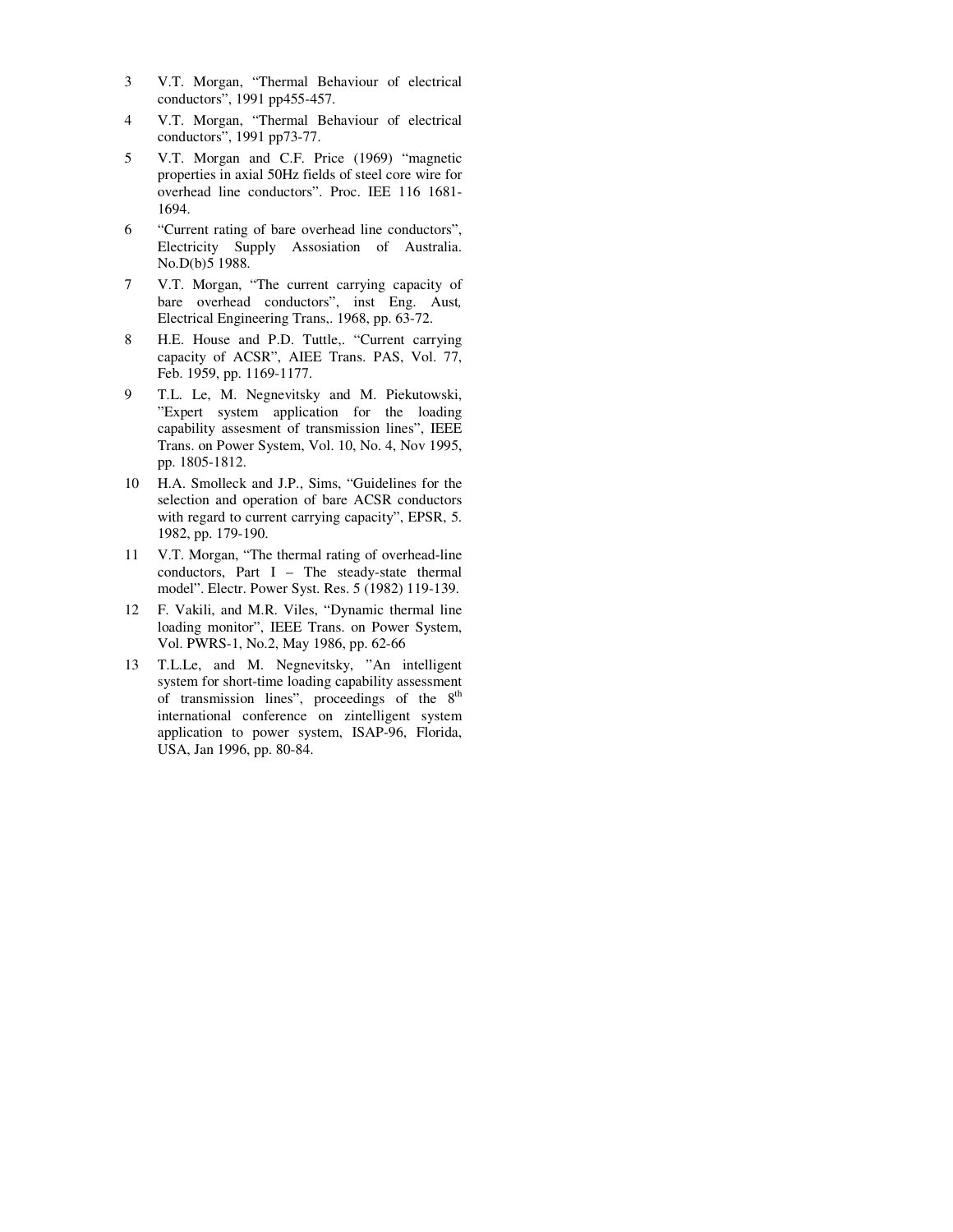3. V.T. Morgan, "Thermal Behaviour of electrical conductors", 1991 pp455-457.
4. V.T. Morgan, "Thermal Behaviour of electrical conductors", 1991 pp73-77.
5. V.T. Morgan and C.F. Price (1969) "magnetic properties in axial 50Hz fields of steel core wire for overhead line conductors". Proc. IEE 116 1681-1694.
6. "Current rating of bare overhead line conductors", Electricity Supply Assosiation of Australia. No.D(b)5 1988.
7. V.T. Morgan, "The current carrying capacity of bare overhead conductors", inst Eng. Aust, Electrical Engineering Trans,. 1968, pp. 63-72.
8. H.E. House and P.D. Tuttle,. "Current carrying capacity of ACSR", AIEE Trans. PAS, Vol. 77, Feb. 1959, pp. 1169-1177.
9. T.L. Le, M. Negnevitsky and M. Piekutowski, "Expert system application for the loading capability assesment of transmission lines", IEEE Trans. on Power System, Vol. 10, No. 4, Nov 1995, pp. 1805-1812.
10. H.A. Smolleck and J.P., Sims, "Guidelines for the selection and operation of bare ACSR conductors with regard to current carrying capacity", EPSR, 5. 1982, pp. 179-190.
11. V.T. Morgan, "The thermal rating of overhead-line conductors, Part I – The steady-state thermal model". Electr. Power Syst. Res. 5 (1982) 119-139.
12. F. Vakili, and M.R. Viles, "Dynamic thermal line loading monitor", IEEE Trans. on Power System, Vol. PWRS-1, No.2, May 1986, pp. 62-66
13. T.L.Le, and M. Negnevitsky, "An intelligent system for short-time loading capability assessment of transmission lines", proceedings of the 8th international conference on zintelligent system application to power system, ISAP-96, Florida, USA, Jan 1996, pp. 80-84.